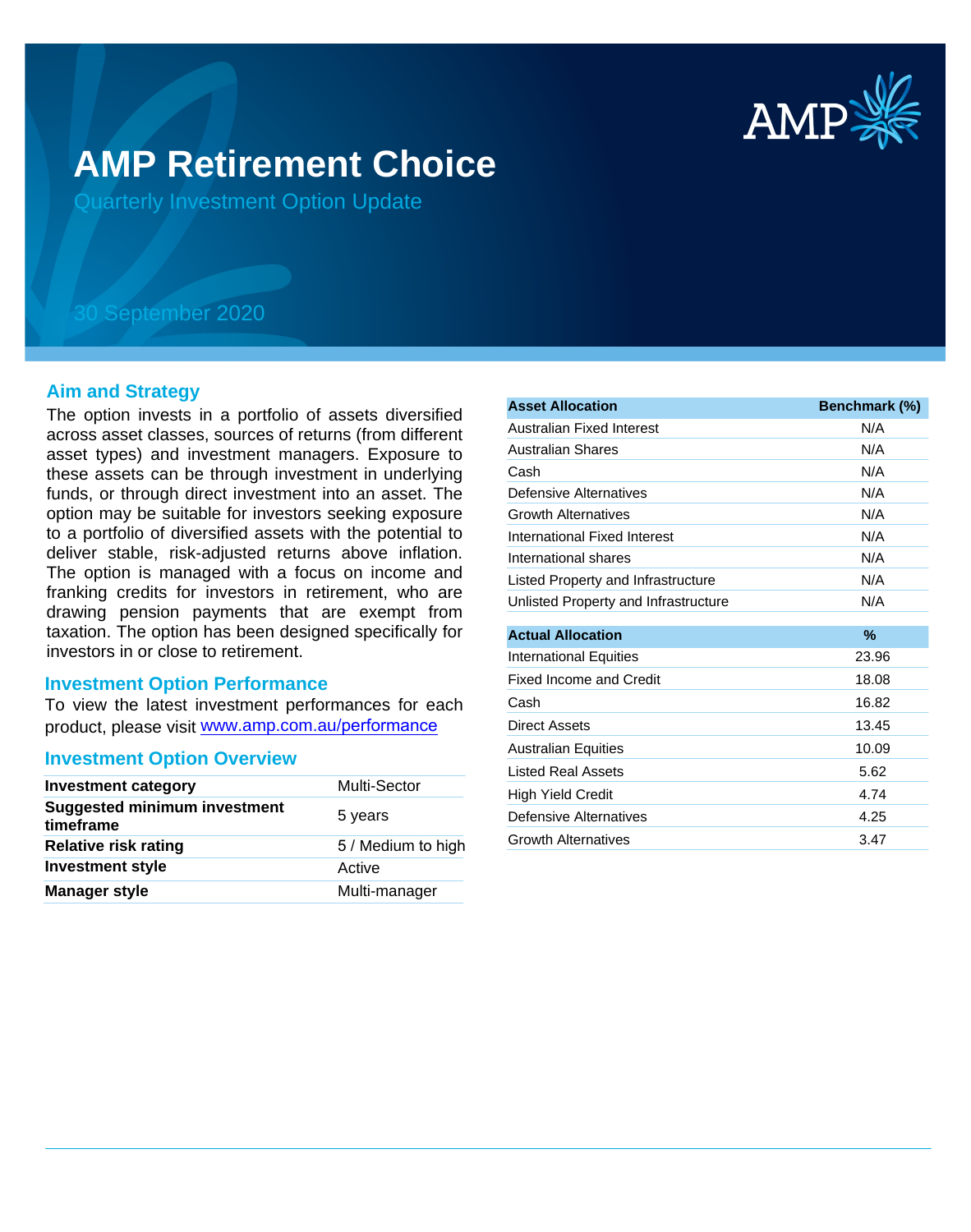# AMP Retirement Choice

Quarterly Investment Option Update

30 September 2020

## Aim and Strategy

The option invests in a portfolio of assets diversified across asset classes, sources of returns (from different asset types) and investment managers. Exposure to these assets can be through investment in underlying funds, or through direct investment into an asset. The option may be suitable for investors seeking exposure to a portfolio of diversified assets with the potential to deliver stable, risk-adjusted returns above inflation. The option is managed with a focus on income and franking credits for investors in retirement, who are drawing pension payments that are exempt from taxation. The option has been designed specifically for investors in or close to retirement.

## Investment Option Performance

To view the latest investment performances for each product, please visit [www.amp.com.au/performance](www.amp.com.au/performance)

## Investment Option Overview

| | |
|---|---|
| **Investment category** | Multi-Sector |
| **Suggested minimum investment timeframe** | 5 years |
| **Relative risk rating** | 5 / Medium to high |
| **Investment style** | Active |
| **Manager style** | Multi-manager |

| Asset Allocation | Benchmark (%) |
|---|---|
| Australian Fixed Interest | N/A |
| Australian Shares | N/A |
| Cash | N/A |
| Defensive Alternatives | N/A |
| Growth Alternatives | N/A |
| International Fixed Interest | N/A |
| International shares | N/A |
| Listed Property and Infrastructure | N/A |
| Unlisted Property and Infrastructure | N/A |

| Actual Allocation | % |
|---|---|
| International Equities | 23.96 |
| Fixed Income and Credit | 18.08 |
| Cash | 16.82 |
| Direct Assets | 13.45 |
| Australian Equities | 10.09 |
| Listed Real Assets | 5.62 |
| High Yield Credit | 4.74 |
| Defensive Alternatives | 4.25 |
| Growth Alternatives | 3.47 |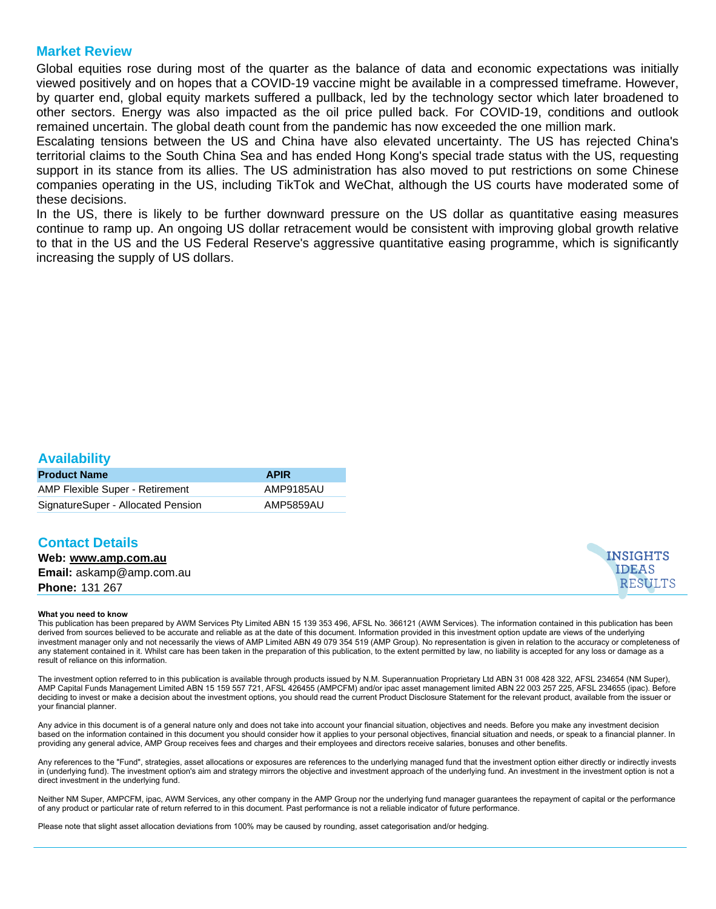## Market Review

Global equities rose during most of the quarter as the balance of data and economic expectations was initially viewed positively and on hopes that a COVID-19 vaccine might be available in a compressed timeframe. However, by quarter end, global equity markets suffered a pullback, led by the technology sector which later broadened to other sectors. Energy was also impacted as the oil price pulled back. For COVID-19, conditions and outlook remained uncertain. The global death count from the pandemic has now exceeded the one million mark.

Escalating tensions between the US and China have also elevated uncertainty. The US has rejected China's territorial claims to the South China Sea and has ended Hong Kong's special trade status with the US, requesting support in its stance from its allies. The US administration has also moved to put restrictions on some Chinese companies operating in the US, including TikTok and WeChat, although the US courts have moderated some of these decisions.

In the US, there is likely to be further downward pressure on the US dollar as quantitative easing measures continue to ramp up. An ongoing US dollar retracement would be consistent with improving global growth relative to that in the US and the US Federal Reserve's aggressive quantitative easing programme, which is significantly increasing the supply of US dollars.

## Availability

| Product Name | APIR |
|---|---|
| AMP Flexible Super - Retirement | AMP9185AU |
| SignatureSuper - Allocated Pension | AMP5859AU |

## Contact Details

**Web:** **www.amp.com.au**
**Email:** askamp@amp.com.au
**Phone:** 131 267

INSIGHTS
IDEAS
RESULTS

**What you need to know**

This publication has been prepared by AWM Services Pty Limited ABN 15 139 353 496, AFSL No. 366121 (AWM Services). The information contained in this publication has been derived from sources believed to be accurate and reliable as at the date of this document. Information provided in this investment option update are views of the underlying investment manager only and not necessarily the views of AMP Limited ABN 49 079 354 519 (AMP Group). No representation is given in relation to the accuracy or completeness of any statement contained in it. Whilst care has been taken in the preparation of this publication, to the extent permitted by law, no liability is accepted for any loss or damage as a result of reliance on this information.

The investment option referred to in this publication is available through products issued by N.M. Superannuation Proprietary Ltd ABN 31 008 428 322, AFSL 234654 (NM Super), AMP Capital Funds Management Limited ABN 15 159 557 721, AFSL 426455 (AMPCFM) and/or ipac asset management limited ABN 22 003 257 225, AFSL 234655 (ipac). Before deciding to invest or make a decision about the investment options, you should read the current Product Disclosure Statement for the relevant product, available from the issuer or your financial planner.

Any advice in this document is of a general nature only and does not take into account your financial situation, objectives and needs. Before you make any investment decision based on the information contained in this document you should consider how it applies to your personal objectives, financial situation and needs, or speak to a financial planner. In providing any general advice, AMP Group receives fees and charges and their employees and directors receive salaries, bonuses and other benefits.

Any references to the "Fund", strategies, asset allocations or exposures are references to the underlying managed fund that the investment option either directly or indirectly invests in (underlying fund). The investment option's aim and strategy mirrors the objective and investment approach of the underlying fund. An investment in the investment option is not a direct investment in the underlying fund.

Neither NM Super, AMPCFM, ipac, AWM Services, any other company in the AMP Group nor the underlying fund manager guarantees the repayment of capital or the performance of any product or particular rate of return referred to in this document. Past performance is not a reliable indicator of future performance.

Please note that slight asset allocation deviations from 100% may be caused by rounding, asset categorisation and/or hedging.